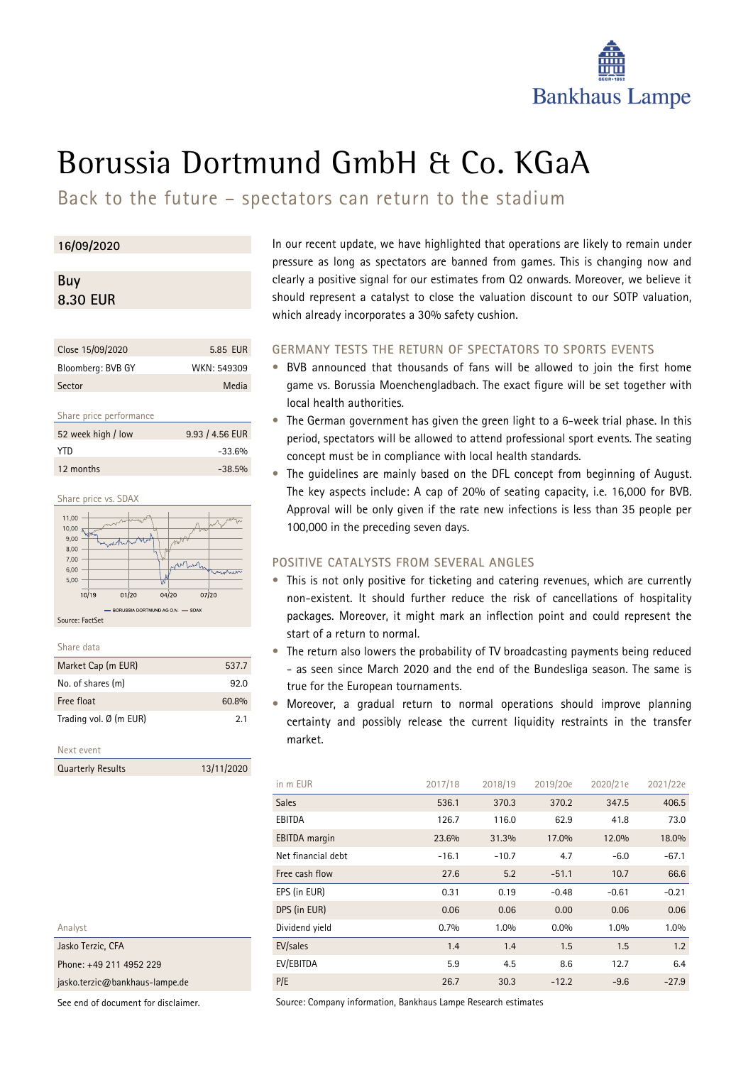# Borussia Dortmund GmbH & Co. KGaA

## Back to the future – spectators can return to the stadium

**16/09/2020**

**Buy**
**8.30 EUR**

| Close 15/09/2020 | 5.85 EUR |
|---|---|
| Bloomberg: BVB GY | WKN: 549309 |
| Sector | Media |

Share price performance

| 52 week high / low | 9.93 / 4.56 EUR |
|---|---|
| YTD | -33.6% |
| 12 months | -38.5% |

Share price vs. SDAX

Source: FactSet

Share data

| Market Cap (m EUR) | 537.7 |
|---|---|
| No. of shares (m) | 92.0 |
| Free float | 60.8% |
| Trading vol. Ø (m EUR) | 2.1 |

Next event

| Quarterly Results | 13/11/2020 |
|---|---|

Analyst

Jasko Terzic, CFA
Phone: +49 211 4952 229
jasko.terzic@bankhaus-lampe.de

See end of document for disclaimer.

In our recent update, we have highlighted that operations are likely to remain under pressure as long as spectators are banned from games. This is changing now and clearly a positive signal for our estimates from Q2 onwards. Moreover, we believe it should represent a catalyst to close the valuation discount to our SOTP valuation, which already incorporates a 30% safety cushion.

### GERMANY TESTS THE RETURN OF SPECTATORS TO SPORTS EVENTS

- BVB announced that thousands of fans will be allowed to join the first home game vs. Borussia Moenchengladbach. The exact figure will be set together with local health authorities.
- The German government has given the green light to a 6-week trial phase. In this period, spectators will be allowed to attend professional sport events. The seating concept must be in compliance with local health standards.
- The guidelines are mainly based on the DFL concept from beginning of August. The key aspects include: A cap of 20% of seating capacity, i.e. 16,000 for BVB. Approval will be only given if the rate new infections is less than 35 people per 100,000 in the preceding seven days.

### POSITIVE CATALYSTS FROM SEVERAL ANGLES

- This is not only positive for ticketing and catering revenues, which are currently non-existent. It should further reduce the risk of cancellations of hospitality packages. Moreover, it might mark an inflection point and could represent the start of a return to normal.
- The return also lowers the probability of TV broadcasting payments being reduced - as seen since March 2020 and the end of the Bundesliga season. The same is true for the European tournaments.
- Moreover, a gradual return to normal operations should improve planning certainty and possibly release the current liquidity restraints in the transfer market.

| in m EUR | 2017/18 | 2018/19 | 2019/20e | 2020/21e | 2021/22e |
|---|---|---|---|---|---|
| Sales | 536.1 | 370.3 | 370.2 | 347.5 | 406.5 |
| EBITDA | 126.7 | 116.0 | 62.9 | 41.8 | 73.0 |
| EBITDA margin | 23.6% | 31.3% | 17.0% | 12.0% | 18.0% |
| Net financial debt | -16.1 | -10.7 | 4.7 | -6.0 | -67.1 |
| Free cash flow | 27.6 | 5.2 | -51.1 | 10.7 | 66.6 |
| EPS (in EUR) | 0.31 | 0.19 | -0.48 | -0.61 | -0.21 |
| DPS (in EUR) | 0.06 | 0.06 | 0.00 | 0.06 | 0.06 |
| Dividend yield | 0.7% | 1.0% | 0.0% | 1.0% | 1.0% |
| EV/sales | 1.4 | 1.4 | 1.5 | 1.5 | 1.2 |
| EV/EBITDA | 5.9 | 4.5 | 8.6 | 12.7 | 6.4 |
| P/E | 26.7 | 30.3 | -12.2 | -9.6 | -27.9 |

Source: Company information, Bankhaus Lampe Research estimates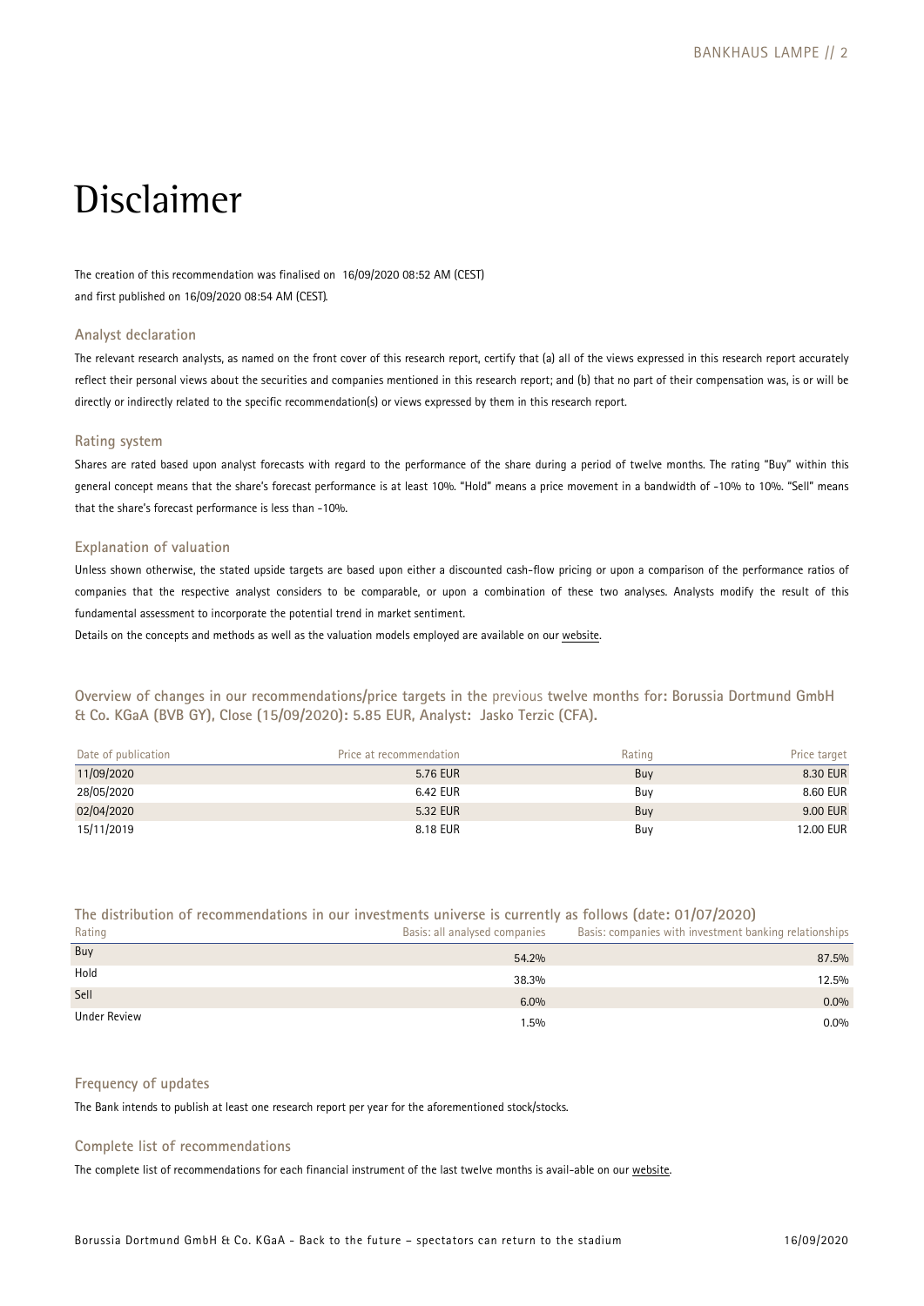# Disclaimer

The creation of this recommendation was finalised on 16/09/2020 08:52 AM (CEST) and first published on 16/09/2020 08:54 AM (CEST).

### Analyst declaration

The relevant research analysts, as named on the front cover of this research report, certify that (a) all of the views expressed in this research report accurately reflect their personal views about the securities and companies mentioned in this research report; and (b) that no part of their compensation was, is or will be directly or indirectly related to the specific recommendation(s) or views expressed by them in this research report.

### Rating system

Shares are rated based upon analyst forecasts with regard to the performance of the share during a period of twelve months. The rating "Buy" within this general concept means that the share's forecast performance is at least 10%. "Hold" means a price movement in a bandwidth of -10% to 10%. "Sell" means that the share's forecast performance is less than -10%.

### Explanation of valuation

Unless shown otherwise, the stated upside targets are based upon either a discounted cash-flow pricing or upon a comparison of the performance ratios of companies that the respective analyst considers to be comparable, or upon a combination of these two analyses. Analysts modify the result of this fundamental assessment to incorporate the potential trend in market sentiment.

Details on the concepts and methods as well as the valuation models employed are available on our website.

### Overview of changes in our recommendations/price targets in the previous twelve months for: Borussia Dortmund GmbH & Co. KGaA (BVB GY), Close (15/09/2020): 5.85 EUR, Analyst: Jasko Terzic (CFA).

| Date of publication | Price at recommendation | Rating | Price target |
|---|---|---|---|
| 11/09/2020 | 5.76 EUR | Buy | 8.30 EUR |
| 28/05/2020 | 6.42 EUR | Buy | 8.60 EUR |
| 02/04/2020 | 5.32 EUR | Buy | 9.00 EUR |
| 15/11/2019 | 8.18 EUR | Buy | 12.00 EUR |

### The distribution of recommendations in our investments universe is currently as follows (date: 01/07/2020)

| Rating | Basis: all analysed companies | Basis: companies with investment banking relationships |
|---|---|---|
| Buy | 54.2% | 87.5% |
| Hold | 38.3% | 12.5% |
| Sell | 6.0% | 0.0% |
| Under Review | 1.5% | 0.0% |

### Frequency of updates

The Bank intends to publish at least one research report per year for the aforementioned stock/stocks.

### Complete list of recommendations

The complete list of recommendations for each financial instrument of the last twelve months is avail-able on our website.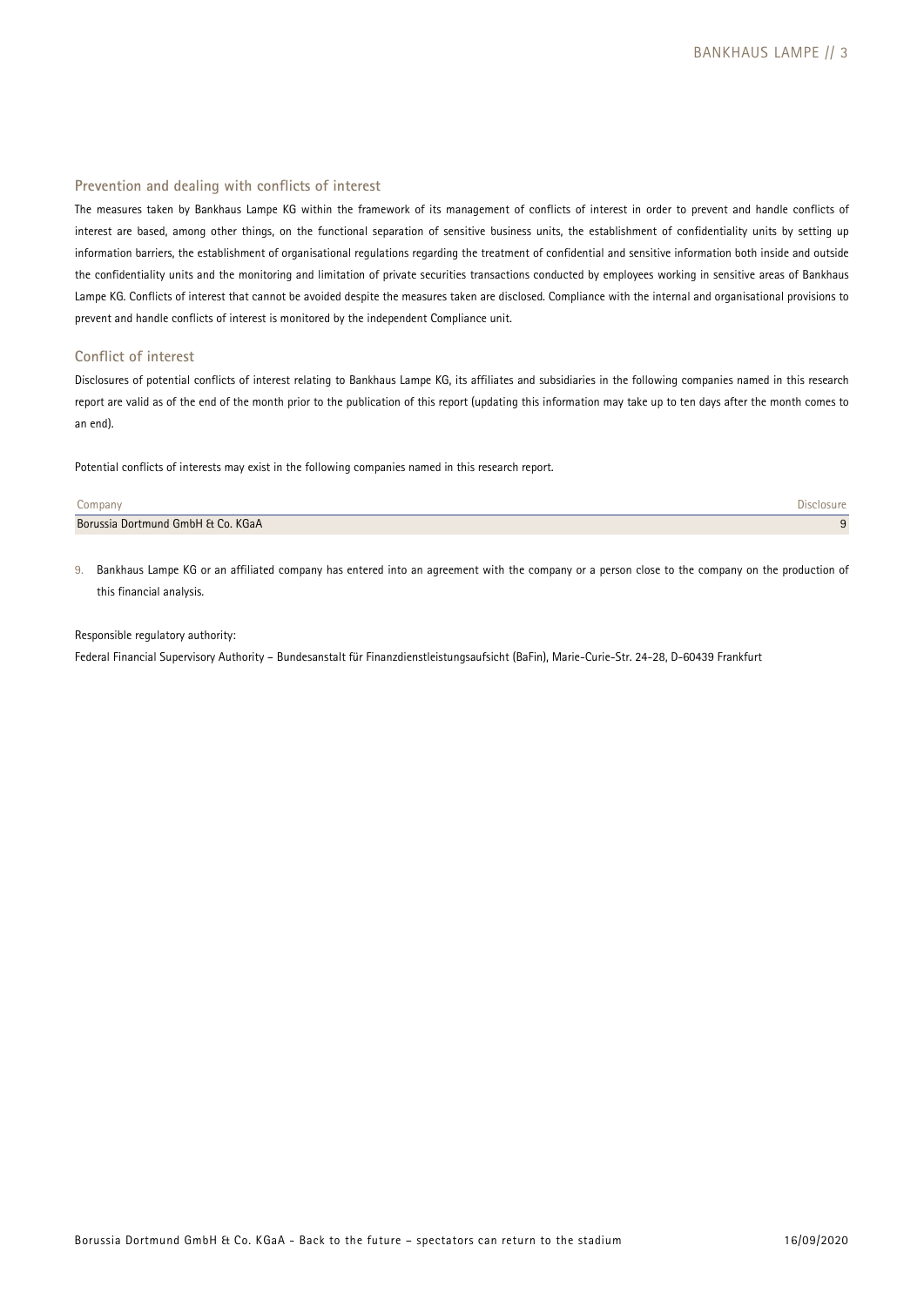## Prevention and dealing with conflicts of interest

The measures taken by Bankhaus Lampe KG within the framework of its management of conflicts of interest in order to prevent and handle conflicts of interest are based, among other things, on the functional separation of sensitive business units, the establishment of confidentiality units by setting up information barriers, the establishment of organisational regulations regarding the treatment of confidential and sensitive information both inside and outside the confidentiality units and the monitoring and limitation of private securities transactions conducted by employees working in sensitive areas of Bankhaus Lampe KG. Conflicts of interest that cannot be avoided despite the measures taken are disclosed. Compliance with the internal and organisational provisions to prevent and handle conflicts of interest is monitored by the independent Compliance unit.

## Conflict of interest

Disclosures of potential conflicts of interest relating to Bankhaus Lampe KG, its affiliates and subsidiaries in the following companies named in this research report are valid as of the end of the month prior to the publication of this report (updating this information may take up to ten days after the month comes to an end).

Potential conflicts of interests may exist in the following companies named in this research report.

| Company | Disclosure |
|---|---|
| Borussia Dortmund GmbH & Co. KGaA | 9 |

9. Bankhaus Lampe KG or an affiliated company has entered into an agreement with the company or a person close to the company on the production of this financial analysis.

Responsible regulatory authority:

Federal Financial Supervisory Authority – Bundesanstalt für Finanzdienstleistungsaufsicht (BaFin), Marie-Curie-Str. 24-28, D-60439 Frankfurt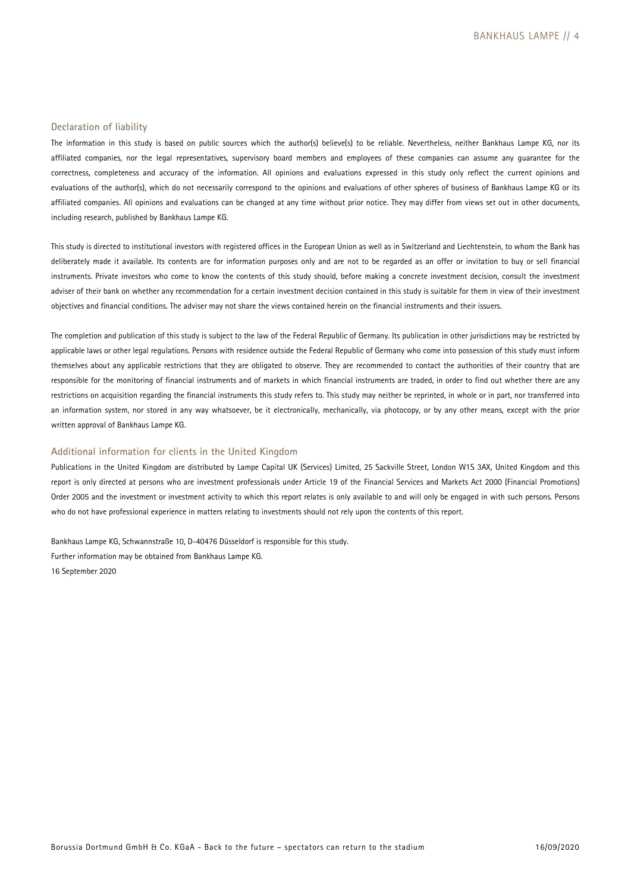## Declaration of liability

The information in this study is based on public sources which the author(s) believe(s) to be reliable. Nevertheless, neither Bankhaus Lampe KG, nor its affiliated companies, nor the legal representatives, supervisory board members and employees of these companies can assume any guarantee for the correctness, completeness and accuracy of the information. All opinions and evaluations expressed in this study only reflect the current opinions and evaluations of the author(s), which do not necessarily correspond to the opinions and evaluations of other spheres of business of Bankhaus Lampe KG or its affiliated companies. All opinions and evaluations can be changed at any time without prior notice. They may differ from views set out in other documents, including research, published by Bankhaus Lampe KG.

This study is directed to institutional investors with registered offices in the European Union as well as in Switzerland and Liechtenstein, to whom the Bank has deliberately made it available. Its contents are for information purposes only and are not to be regarded as an offer or invitation to buy or sell financial instruments. Private investors who come to know the contents of this study should, before making a concrete investment decision, consult the investment adviser of their bank on whether any recommendation for a certain investment decision contained in this study is suitable for them in view of their investment objectives and financial conditions. The adviser may not share the views contained herein on the financial instruments and their issuers.

The completion and publication of this study is subject to the law of the Federal Republic of Germany. Its publication in other jurisdictions may be restricted by applicable laws or other legal regulations. Persons with residence outside the Federal Republic of Germany who come into possession of this study must inform themselves about any applicable restrictions that they are obligated to observe. They are recommended to contact the authorities of their country that are responsible for the monitoring of financial instruments and of markets in which financial instruments are traded, in order to find out whether there are any restrictions on acquisition regarding the financial instruments this study refers to. This study may neither be reprinted, in whole or in part, nor transferred into an information system, nor stored in any way whatsoever, be it electronically, mechanically, via photocopy, or by any other means, except with the prior written approval of Bankhaus Lampe KG.

## Additional information for clients in the United Kingdom

Publications in the United Kingdom are distributed by Lampe Capital UK (Services) Limited, 25 Sackville Street, London W1S 3AX, United Kingdom and this report is only directed at persons who are investment professionals under Article 19 of the Financial Services and Markets Act 2000 (Financial Promotions) Order 2005 and the investment or investment activity to which this report relates is only available to and will only be engaged in with such persons. Persons who do not have professional experience in matters relating to investments should not rely upon the contents of this report.

Bankhaus Lampe KG, Schwannstraße 10, D-40476 Düsseldorf is responsible for this study.
Further information may be obtained from Bankhaus Lampe KG.
16 September 2020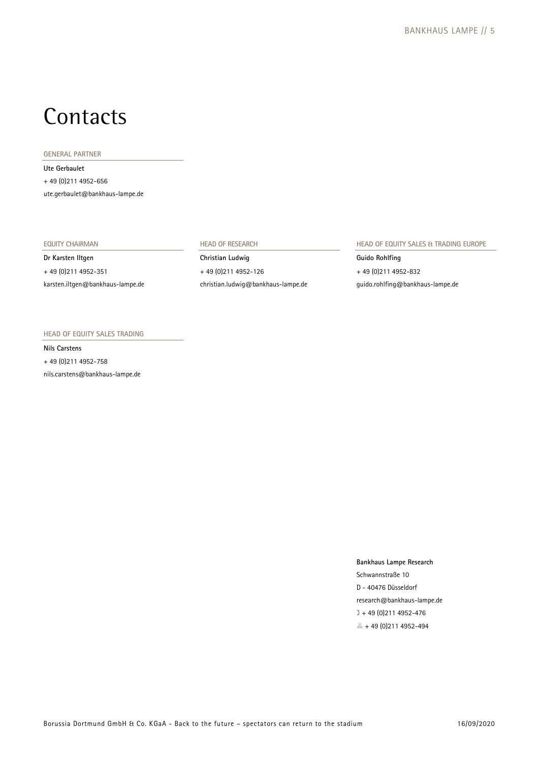# Contacts

GENERAL PARTNER

**Ute Gerbaulet**

+ 49 (0)211 4952-656

ute.gerbaulet@bankhaus-lampe.de

EQUITY CHAIRMAN

**Dr Karsten Iltgen**

+ 49 (0)211 4952-351

karsten.iltgen@bankhaus-lampe.de

HEAD OF RESEARCH

**Christian Ludwig**

+ 49 (0)211 4952-126

christian.ludwig@bankhaus-lampe.de

HEAD OF EQUITY SALES & TRADING EUROPE

**Guido Rohlfing**

+ 49 (0)211 4952-832

guido.rohlfing@bankhaus-lampe.de

HEAD OF EQUITY SALES TRADING

**Nils Carstens**

+ 49 (0)211 4952-758

nils.carstens@bankhaus-lampe.de

**Bankhaus Lampe Research**

Schwannstraße 10

D - 40476 Düsseldorf

research@bankhaus-lampe.de

+ 49 (0)211 4952-476

+ 49 (0)211 4952-494